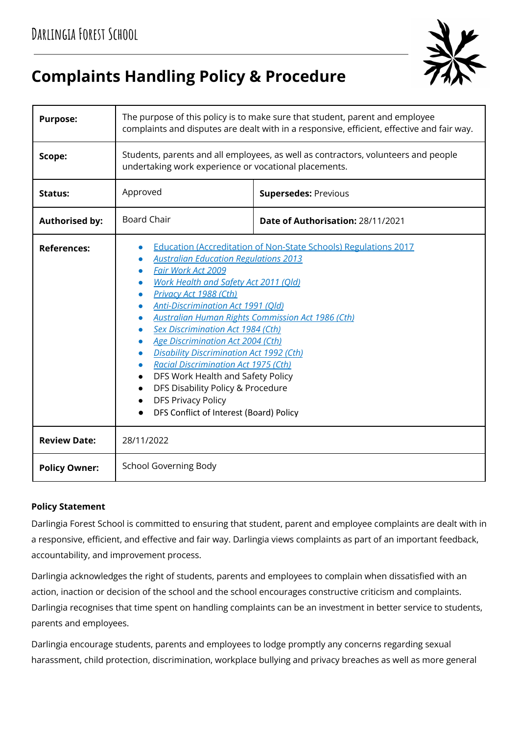Darlingia Forest School

# Complaints Handling Policy & Procedure

| | | |
|---|---|---|
| **Purpose:** | The purpose of this policy is to make sure that student, parent and employee complaints and disputes are dealt with in a responsive, efficient, effective and fair way. | |
| **Scope:** | Students, parents and all employees, as well as contractors, volunteers and people undertaking work experience or vocational placements. | |
| **Status:** | Approved | **Supersedes:** Previous |
| **Authorised by:** | Board Chair | **Date of Authorisation:** 28/11/2021 |
| **References:** | • Education (Accreditation of Non-State Schools) Regulations 2017<br>• *Australian Education Regulations 2013*<br>• *Fair Work Act 2009*<br>• *Work Health and Safety Act 2011 (Qld)*<br>• *Privacy Act 1988 (Cth)*<br>• *Anti-Discrimination Act 1991 (Qld)*<br>• *Australian Human Rights Commission Act 1986 (Cth)*<br>• *Sex Discrimination Act 1984 (Cth)*<br>• *Age Discrimination Act 2004 (Cth)*<br>• *Disability Discrimination Act 1992 (Cth)*<br>• *Racial Discrimination Act 1975 (Cth)*<br>• DFS Work Health and Safety Policy<br>• DFS Disability Policy & Procedure<br>• DFS Privacy Policy<br>• DFS Conflict of Interest (Board) Policy | |
| **Review Date:** | 28/11/2022 | |
| **Policy Owner:** | School Governing Body | |

**Policy Statement**

Darlingia Forest School is committed to ensuring that student, parent and employee complaints are dealt with in a responsive, efficient, and effective and fair way. Darlingia views complaints as part of an important feedback, accountability, and improvement process.

Darlingia acknowledges the right of students, parents and employees to complain when dissatisfied with an action, inaction or decision of the school and the school encourages constructive criticism and complaints. Darlingia recognises that time spent on handling complaints can be an investment in better service to students, parents and employees.

Darlingia encourage students, parents and employees to lodge promptly any concerns regarding sexual harassment, child protection, discrimination, workplace bullying and privacy breaches as well as more general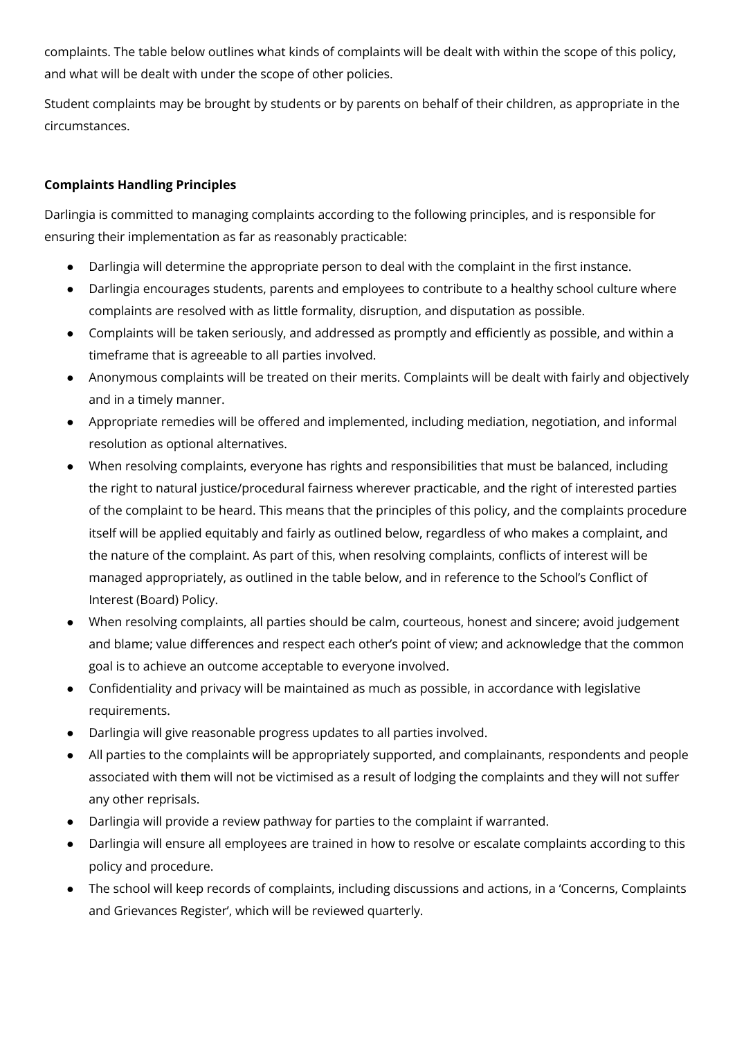complaints. The table below outlines what kinds of complaints will be dealt with within the scope of this policy, and what will be dealt with under the scope of other policies.

Student complaints may be brought by students or by parents on behalf of their children, as appropriate in the circumstances.

**Complaints Handling Principles**

Darlingia is committed to managing complaints according to the following principles, and is responsible for ensuring their implementation as far as reasonably practicable:

- Darlingia will determine the appropriate person to deal with the complaint in the first instance.
- Darlingia encourages students, parents and employees to contribute to a healthy school culture where complaints are resolved with as little formality, disruption, and disputation as possible.
- Complaints will be taken seriously, and addressed as promptly and efficiently as possible, and within a timeframe that is agreeable to all parties involved.
- Anonymous complaints will be treated on their merits. Complaints will be dealt with fairly and objectively and in a timely manner.
- Appropriate remedies will be offered and implemented, including mediation, negotiation, and informal resolution as optional alternatives.
- When resolving complaints, everyone has rights and responsibilities that must be balanced, including the right to natural justice/procedural fairness wherever practicable, and the right of interested parties of the complaint to be heard. This means that the principles of this policy, and the complaints procedure itself will be applied equitably and fairly as outlined below, regardless of who makes a complaint, and the nature of the complaint. As part of this, when resolving complaints, conflicts of interest will be managed appropriately, as outlined in the table below, and in reference to the School's Conflict of Interest (Board) Policy.
- When resolving complaints, all parties should be calm, courteous, honest and sincere; avoid judgement and blame; value differences and respect each other's point of view; and acknowledge that the common goal is to achieve an outcome acceptable to everyone involved.
- Confidentiality and privacy will be maintained as much as possible, in accordance with legislative requirements.
- Darlingia will give reasonable progress updates to all parties involved.
- All parties to the complaints will be appropriately supported, and complainants, respondents and people associated with them will not be victimised as a result of lodging the complaints and they will not suffer any other reprisals.
- Darlingia will provide a review pathway for parties to the complaint if warranted.
- Darlingia will ensure all employees are trained in how to resolve or escalate complaints according to this policy and procedure.
- The school will keep records of complaints, including discussions and actions, in a 'Concerns, Complaints and Grievances Register', which will be reviewed quarterly.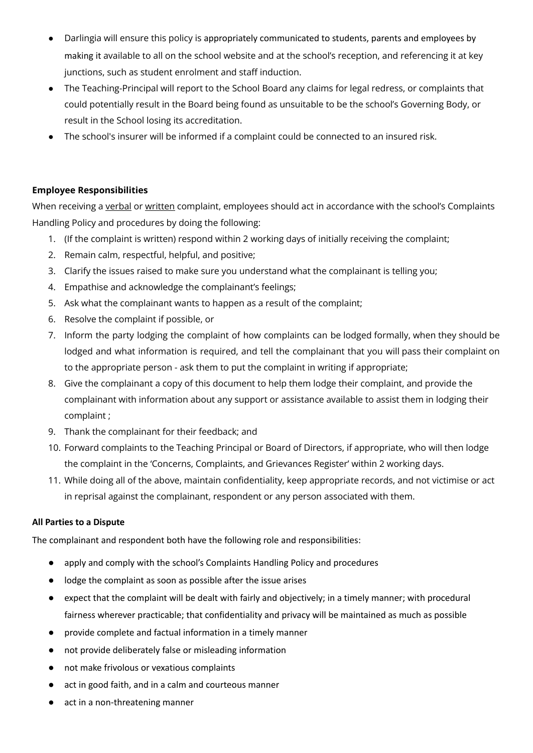- Darlingia will ensure this policy is appropriately communicated to students, parents and employees by making it available to all on the school website and at the school's reception, and referencing it at key junctions, such as student enrolment and staff induction.
- The Teaching-Principal will report to the School Board any claims for legal redress, or complaints that could potentially result in the Board being found as unsuitable to be the school's Governing Body, or result in the School losing its accreditation.
- The school's insurer will be informed if a complaint could be connected to an insured risk.

**Employee Responsibilities**

When receiving a verbal or written complaint, employees should act in accordance with the school's Complaints Handling Policy and procedures by doing the following:

1. (If the complaint is written) respond within 2 working days of initially receiving the complaint;
2. Remain calm, respectful, helpful, and positive;
3. Clarify the issues raised to make sure you understand what the complainant is telling you;
4. Empathise and acknowledge the complainant's feelings;
5. Ask what the complainant wants to happen as a result of the complaint;
6. Resolve the complaint if possible, or
7. Inform the party lodging the complaint of how complaints can be lodged formally, when they should be lodged and what information is required, and tell the complainant that you will pass their complaint on to the appropriate person - ask them to put the complaint in writing if appropriate;
8. Give the complainant a copy of this document to help them lodge their complaint, and provide the complainant with information about any support or assistance available to assist them in lodging their complaint ;
9. Thank the complainant for their feedback; and
10. Forward complaints to the Teaching Principal or Board of Directors, if appropriate, who will then lodge the complaint in the 'Concerns, Complaints, and Grievances Register' within 2 working days.
11. While doing all of the above, maintain confidentiality, keep appropriate records, and not victimise or act in reprisal against the complainant, respondent or any person associated with them.

**All Parties to a Dispute**

The complainant and respondent both have the following role and responsibilities:

- apply and comply with the school's Complaints Handling Policy and procedures
- lodge the complaint as soon as possible after the issue arises
- expect that the complaint will be dealt with fairly and objectively; in a timely manner; with procedural fairness wherever practicable; that confidentiality and privacy will be maintained as much as possible
- provide complete and factual information in a timely manner
- not provide deliberately false or misleading information
- not make frivolous or vexatious complaints
- act in good faith, and in a calm and courteous manner
- act in a non-threatening manner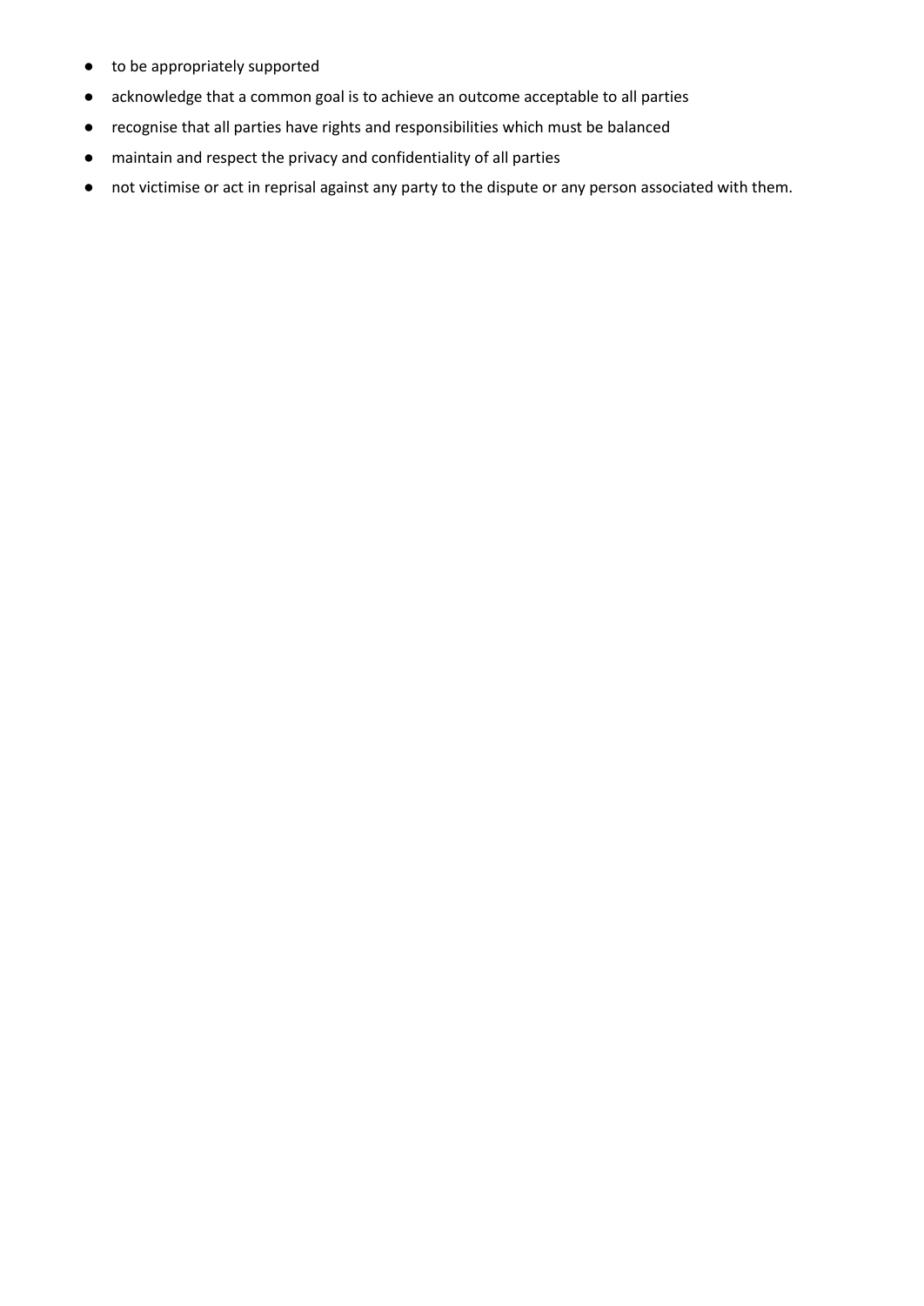- to be appropriately supported
- acknowledge that a common goal is to achieve an outcome acceptable to all parties
- recognise that all parties have rights and responsibilities which must be balanced
- maintain and respect the privacy and confidentiality of all parties
- not victimise or act in reprisal against any party to the dispute or any person associated with them.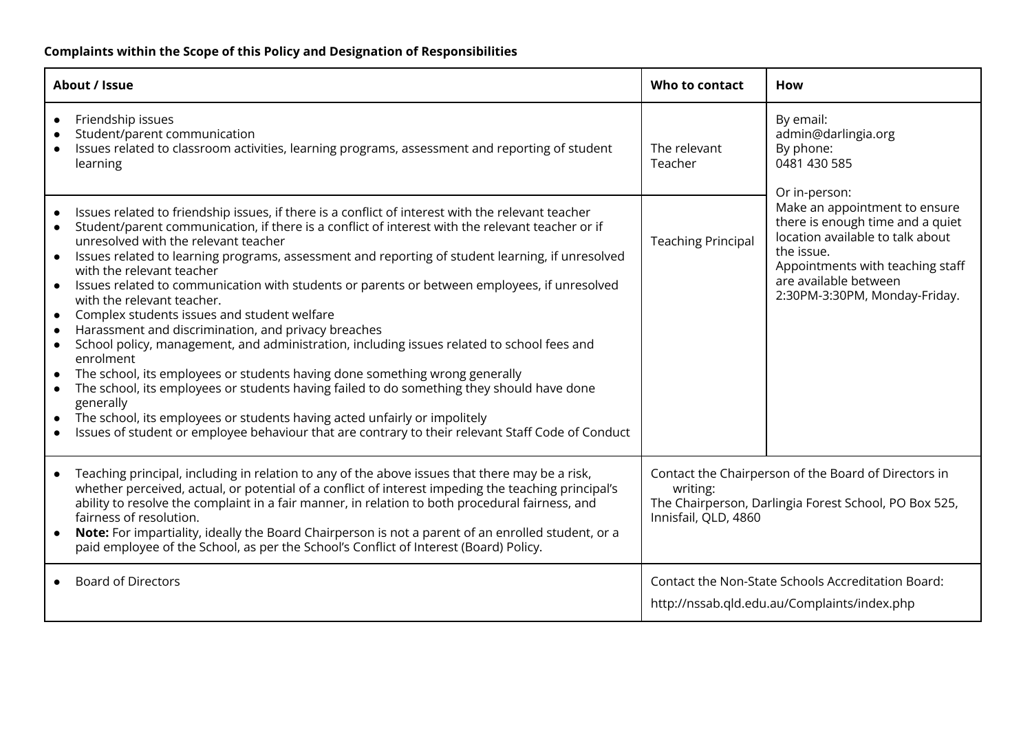**Complaints within the Scope of this Policy and Designation of Responsibilities**

| About / Issue | Who to contact | How |
|---|---|---|
| • Friendship issues<br>• Student/parent communication<br>• Issues related to classroom activities, learning programs, assessment and reporting of student learning | The relevant Teacher | By email:<br>admin@darlingia.org<br>By phone:<br>0481 430 585<br><br>Or in-person:<br>Make an appointment to ensure there is enough time and a quiet location available to talk about the issue.<br>Appointments with teaching staff are available between 2:30PM-3:30PM, Monday-Friday. |
| • Issues related to friendship issues, if there is a conflict of interest with the relevant teacher<br>• Student/parent communication, if there is a conflict of interest with the relevant teacher or if unresolved with the relevant teacher<br>• Issues related to learning programs, assessment and reporting of student learning, if unresolved with the relevant teacher<br>• Issues related to communication with students or parents or between employees, if unresolved with the relevant teacher.<br>• Complex students issues and student welfare<br>• Harassment and discrimination, and privacy breaches<br>• School policy, management, and administration, including issues related to school fees and enrolment<br>• The school, its employees or students having done something wrong generally<br>• The school, its employees or students having failed to do something they should have done generally<br>• The school, its employees or students having acted unfairly or impolitely<br>• Issues of student or employee behaviour that are contrary to their relevant Staff Code of Conduct | Teaching Principal | |
| • Teaching principal, including in relation to any of the above issues that there may be a risk, whether perceived, actual, or potential of a conflict of interest impeding the teaching principal's ability to resolve the complaint in a fair manner, in relation to both procedural fairness, and fairness of resolution.<br>• **Note:** For impartiality, ideally the Board Chairperson is not a parent of an enrolled student, or a paid employee of the School, as per the School's Conflict of Interest (Board) Policy. | Contact the Chairperson of the Board of Directors in writing:<br>The Chairperson, Darlingia Forest School, PO Box 525, Innisfail, QLD, 4860 | |
| • Board of Directors | Contact the Non-State Schools Accreditation Board:<br>http://nssab.qld.edu.au/Complaints/index.php | |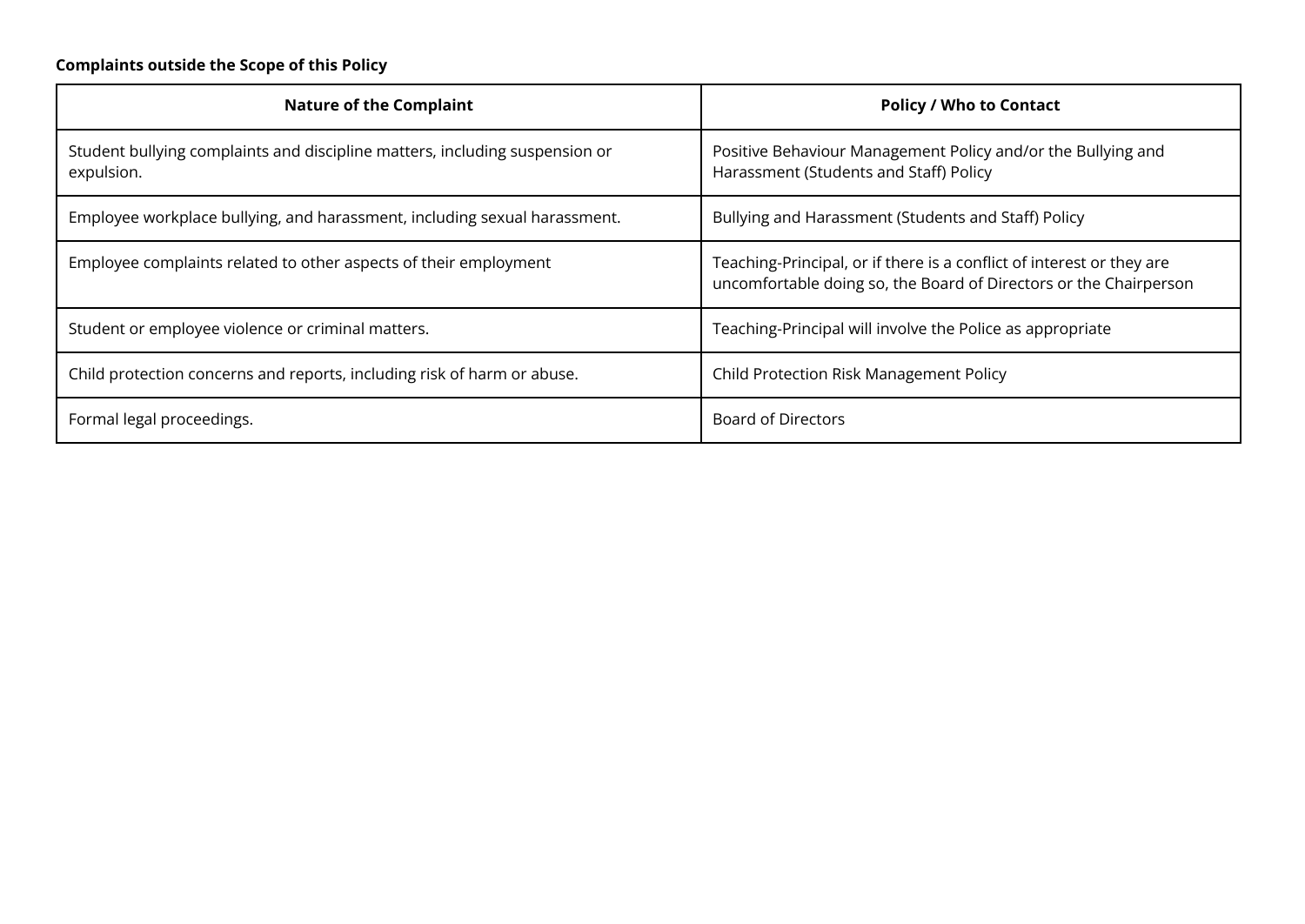**Complaints outside the Scope of this Policy**

| Nature of the Complaint | Policy / Who to Contact |
| --- | --- |
| Student bullying complaints and discipline matters, including suspension or expulsion. | Positive Behaviour Management Policy and/or the Bullying and Harassment (Students and Staff) Policy |
| Employee workplace bullying, and harassment, including sexual harassment. | Bullying and Harassment (Students and Staff) Policy |
| Employee complaints related to other aspects of their employment | Teaching-Principal, or if there is a conflict of interest or they are uncomfortable doing so, the Board of Directors or the Chairperson |
| Student or employee violence or criminal matters. | Teaching-Principal will involve the Police as appropriate |
| Child protection concerns and reports, including risk of harm or abuse. | Child Protection Risk Management Policy |
| Formal legal proceedings. | Board of Directors |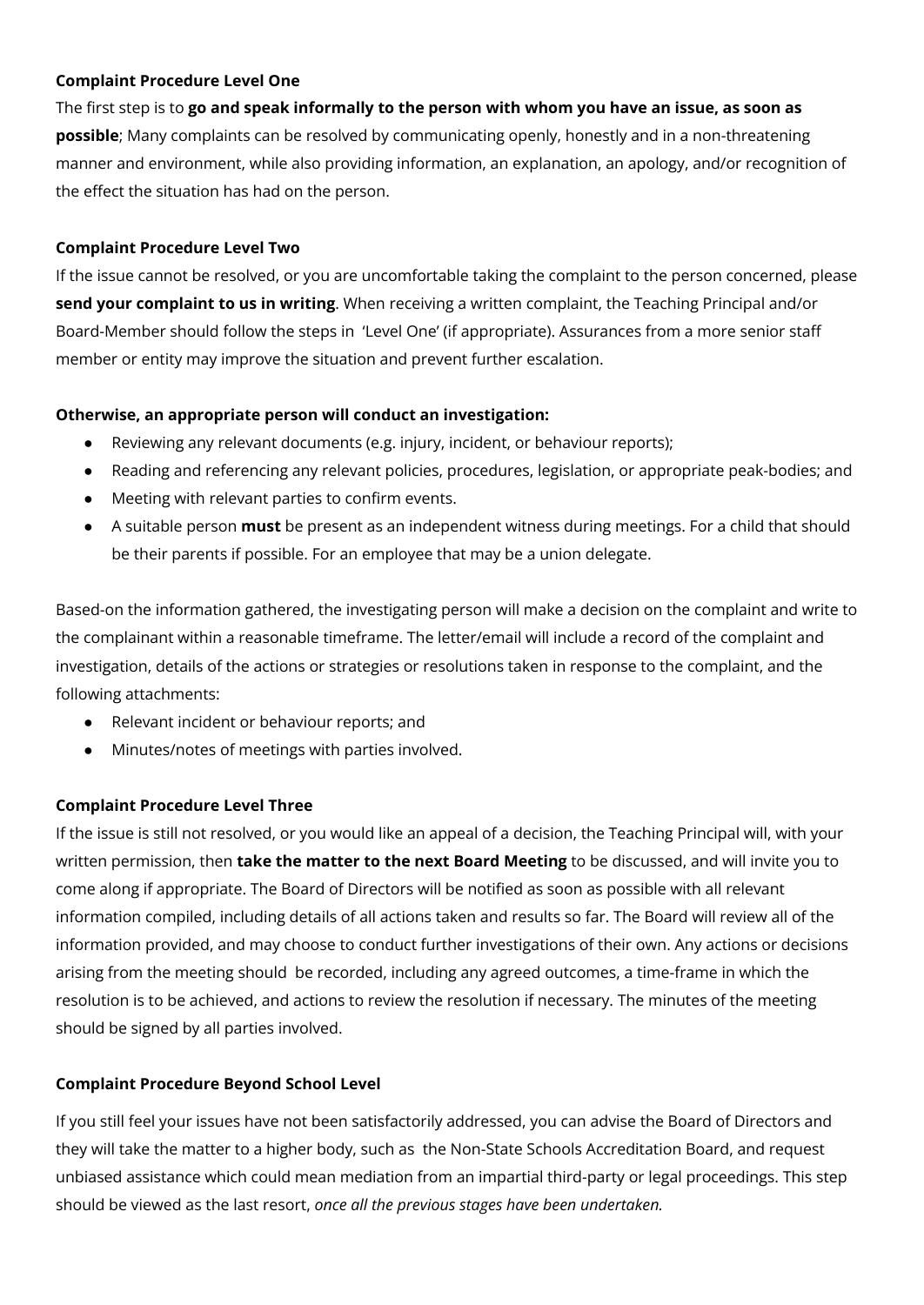**Complaint Procedure Level One**

The first step is to **go and speak informally to the person with whom you have an issue, as soon as possible**; Many complaints can be resolved by communicating openly, honestly and in a non-threatening manner and environment, while also providing information, an explanation, an apology, and/or recognition of the effect the situation has had on the person.

**Complaint Procedure Level Two**

If the issue cannot be resolved, or you are uncomfortable taking the complaint to the person concerned, please **send your complaint to us in writing**. When receiving a written complaint, the Teaching Principal and/or Board-Member should follow the steps in 'Level One' (if appropriate). Assurances from a more senior staff member or entity may improve the situation and prevent further escalation.

**Otherwise, an appropriate person will conduct an investigation:**

- Reviewing any relevant documents (e.g. injury, incident, or behaviour reports);
- Reading and referencing any relevant policies, procedures, legislation, or appropriate peak-bodies; and
- Meeting with relevant parties to confirm events.
- A suitable person **must** be present as an independent witness during meetings. For a child that should be their parents if possible. For an employee that may be a union delegate.

Based-on the information gathered, the investigating person will make a decision on the complaint and write to the complainant within a reasonable timeframe. The letter/email will include a record of the complaint and investigation, details of the actions or strategies or resolutions taken in response to the complaint, and the following attachments:

- Relevant incident or behaviour reports; and
- Minutes/notes of meetings with parties involved.

**Complaint Procedure Level Three**

If the issue is still not resolved, or you would like an appeal of a decision, the Teaching Principal will, with your written permission, then **take the matter to the next Board Meeting** to be discussed, and will invite you to come along if appropriate. The Board of Directors will be notified as soon as possible with all relevant information compiled, including details of all actions taken and results so far. The Board will review all of the information provided, and may choose to conduct further investigations of their own. Any actions or decisions arising from the meeting should be recorded, including any agreed outcomes, a time-frame in which the resolution is to be achieved, and actions to review the resolution if necessary. The minutes of the meeting should be signed by all parties involved.

**Complaint Procedure Beyond School Level**

If you still feel your issues have not been satisfactorily addressed, you can advise the Board of Directors and they will take the matter to a higher body, such as the Non-State Schools Accreditation Board, and request unbiased assistance which could mean mediation from an impartial third-party or legal proceedings. This step should be viewed as the last resort, *once all the previous stages have been undertaken.*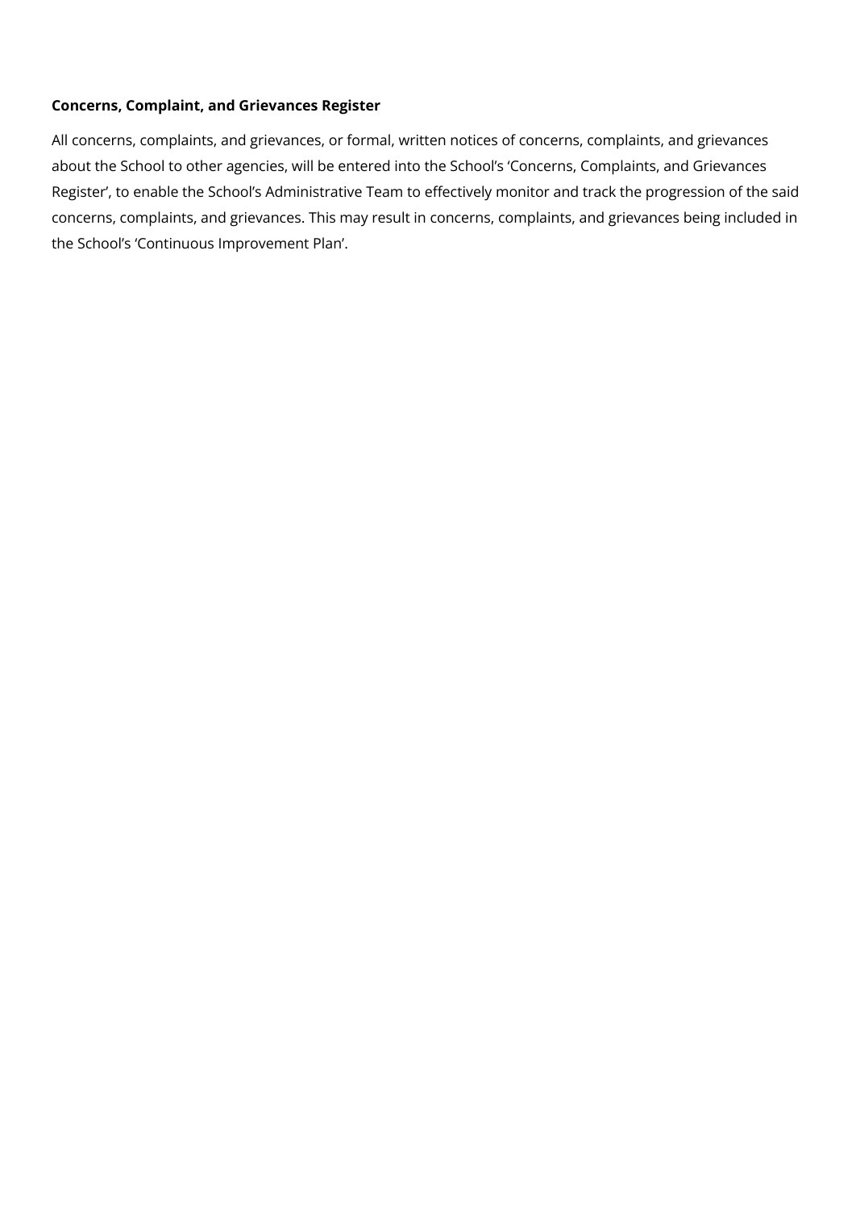**Concerns, Complaint, and Grievances Register**

All concerns, complaints, and grievances, or formal, written notices of concerns, complaints, and grievances about the School to other agencies, will be entered into the School's 'Concerns, Complaints, and Grievances Register', to enable the School's Administrative Team to effectively monitor and track the progression of the said concerns, complaints, and grievances. This may result in concerns, complaints, and grievances being included in the School's 'Continuous Improvement Plan'.